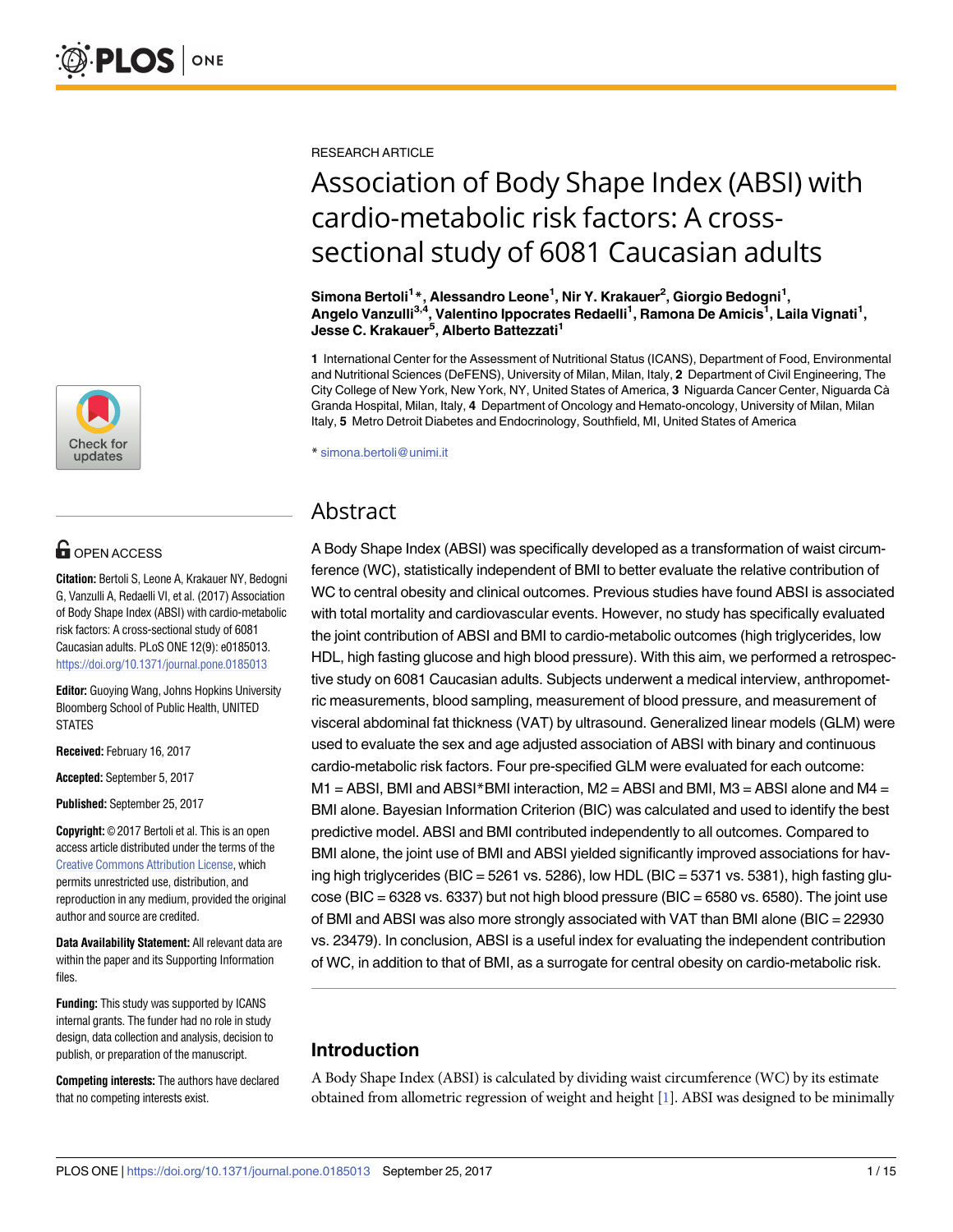RESEARCH ARTICLE

# Association of Body Shape Index (ABSI) with cardio-metabolic risk factors: A cross-sectional study of 6081 Caucasian adults

**Simona Bertoli[1]*, Alessandro Leone[1], Nir Y. Krakauer[2], Giorgio Bedogni[1], Angelo Vanzulli[3,4], Valentino Ippocrates Redaelli[1], Ramona De Amicis[1], Laila Vignati[1], Jesse C. Krakauer[5], Alberto Battezzati[1]**

**1** International Center for the Assessment of Nutritional Status (ICANS), Department of Food, Environmental and Nutritional Sciences (DeFENS), University of Milan, Milan, Italy, **2** Department of Civil Engineering, The City College of New York, New York, NY, United States of America, **3** Niguarda Cancer Center, Niguarda Cà Granda Hospital, Milan, Italy, **4** Department of Oncology and Hemato-oncology, University of Milan, Milan Italy, **5** Metro Detroit Diabetes and Endocrinology, Southfield, MI, United States of America

* simona.bertoli@unimi.it

OPEN ACCESS

**Citation:** Bertoli S, Leone A, Krakauer NY, Bedogni G, Vanzulli A, Redaelli VI, et al. (2017) Association of Body Shape Index (ABSI) with cardio-metabolic risk factors: A cross-sectional study of 6081 Caucasian adults. PLoS ONE 12(9): e0185013. https://doi.org/10.1371/journal.pone.0185013

**Editor:** Guoying Wang, Johns Hopkins University Bloomberg School of Public Health, UNITED STATES

**Received:** February 16, 2017

**Accepted:** September 5, 2017

**Published:** September 25, 2017

**Copyright:** © 2017 Bertoli et al. This is an open access article distributed under the terms of the Creative Commons Attribution License, which permits unrestricted use, distribution, and reproduction in any medium, provided the original author and source are credited.

**Data Availability Statement:** All relevant data are within the paper and its Supporting Information files.

**Funding:** This study was supported by ICANS internal grants. The funder had no role in study design, data collection and analysis, decision to publish, or preparation of the manuscript.

**Competing interests:** The authors have declared that no competing interests exist.

## Abstract

A Body Shape Index (ABSI) was specifically developed as a transformation of waist circumference (WC), statistically independent of BMI to better evaluate the relative contribution of WC to central obesity and clinical outcomes. Previous studies have found ABSI is associated with total mortality and cardiovascular events. However, no study has specifically evaluated the joint contribution of ABSI and BMI to cardio-metabolic outcomes (high triglycerides, low HDL, high fasting glucose and high blood pressure). With this aim, we performed a retrospective study on 6081 Caucasian adults. Subjects underwent a medical interview, anthropometric measurements, blood sampling, measurement of blood pressure, and measurement of visceral abdominal fat thickness (VAT) by ultrasound. Generalized linear models (GLM) were used to evaluate the sex and age adjusted association of ABSI with binary and continuous cardio-metabolic risk factors. Four pre-specified GLM were evaluated for each outcome: M1 = ABSI, BMI and ABSI*BMI interaction, M2 = ABSI and BMI, M3 = ABSI alone and M4 = BMI alone. Bayesian Information Criterion (BIC) was calculated and used to identify the best predictive model. ABSI and BMI contributed independently to all outcomes. Compared to BMI alone, the joint use of BMI and ABSI yielded significantly improved associations for having high triglycerides (BIC = 5261 vs. 5286), low HDL (BIC = 5371 vs. 5381), high fasting glucose (BIC = 6328 vs. 6337) but not high blood pressure (BIC = 6580 vs. 6580). The joint use of BMI and ABSI was also more strongly associated with VAT than BMI alone (BIC = 22930 vs. 23479). In conclusion, ABSI is a useful index for evaluating the independent contribution of WC, in addition to that of BMI, as a surrogate for central obesity on cardio-metabolic risk.

## Introduction

A Body Shape Index (ABSI) is calculated by dividing waist circumference (WC) by its estimate obtained from allometric regression of weight and height [1]. ABSI was designed to be minimally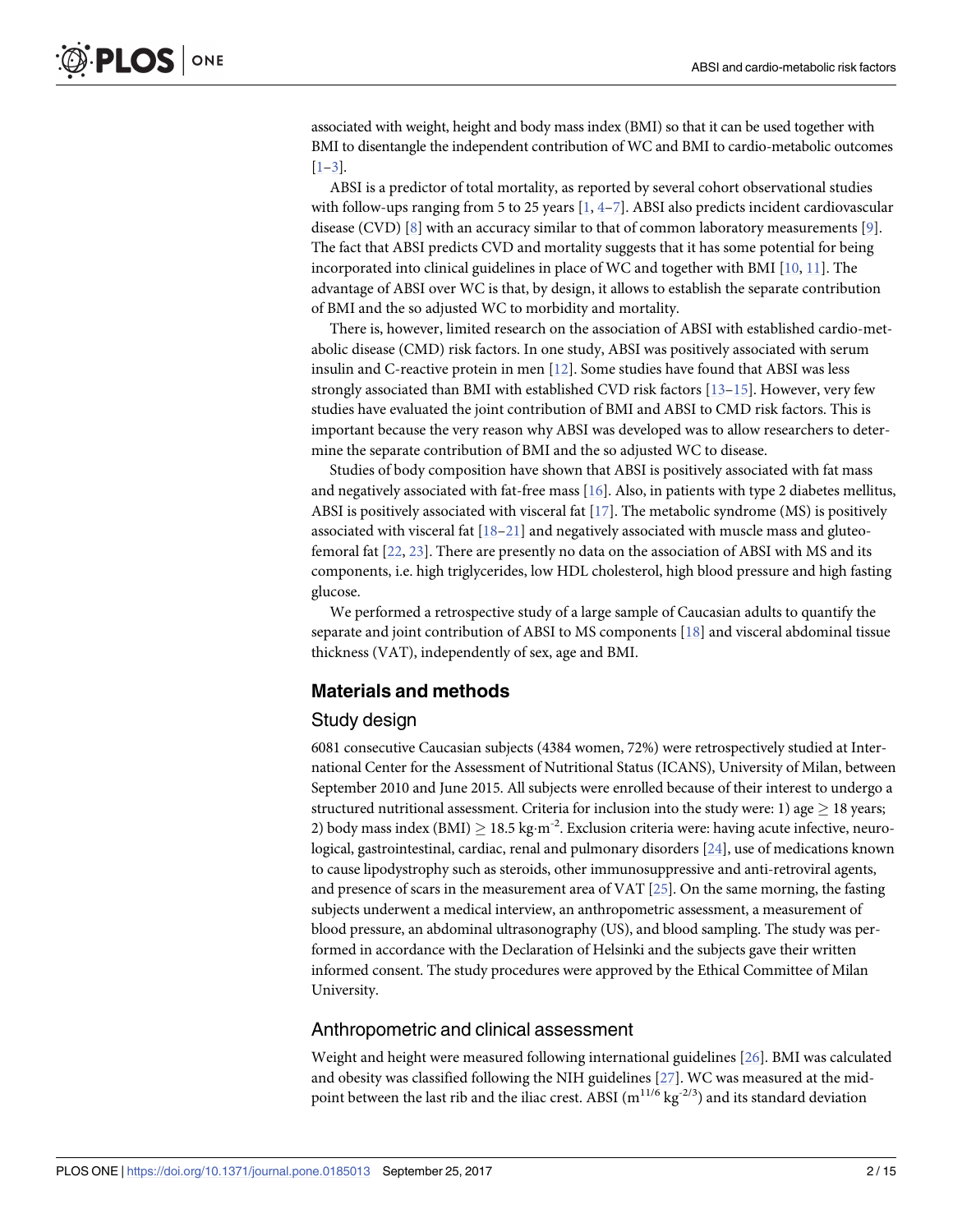associated with weight, height and body mass index (BMI) so that it can be used together with BMI to disentangle the independent contribution of WC and BMI to cardio-metabolic outcomes [1–3].

ABSI is a predictor of total mortality, as reported by several cohort observational studies with follow-ups ranging from 5 to 25 years [1, 4–7]. ABSI also predicts incident cardiovascular disease (CVD) [8] with an accuracy similar to that of common laboratory measurements [9]. The fact that ABSI predicts CVD and mortality suggests that it has some potential for being incorporated into clinical guidelines in place of WC and together with BMI [10, 11]. The advantage of ABSI over WC is that, by design, it allows to establish the separate contribution of BMI and the so adjusted WC to morbidity and mortality.

There is, however, limited research on the association of ABSI with established cardio-metabolic disease (CMD) risk factors. In one study, ABSI was positively associated with serum insulin and C-reactive protein in men [12]. Some studies have found that ABSI was less strongly associated than BMI with established CVD risk factors [13–15]. However, very few studies have evaluated the joint contribution of BMI and ABSI to CMD risk factors. This is important because the very reason why ABSI was developed was to allow researchers to determine the separate contribution of BMI and the so adjusted WC to disease.

Studies of body composition have shown that ABSI is positively associated with fat mass and negatively associated with fat-free mass [16]. Also, in patients with type 2 diabetes mellitus, ABSI is positively associated with visceral fat [17]. The metabolic syndrome (MS) is positively associated with visceral fat [18–21] and negatively associated with muscle mass and gluteofemoral fat [22, 23]. There are presently no data on the association of ABSI with MS and its components, i.e. high triglycerides, low HDL cholesterol, high blood pressure and high fasting glucose.

We performed a retrospective study of a large sample of Caucasian adults to quantify the separate and joint contribution of ABSI to MS components [18] and visceral abdominal tissue thickness (VAT), independently of sex, age and BMI.

## Materials and methods

### Study design

6081 consecutive Caucasian subjects (4384 women, 72%) were retrospectively studied at International Center for the Assessment of Nutritional Status (ICANS), University of Milan, between September 2010 and June 2015. All subjects were enrolled because of their interest to undergo a structured nutritional assessment. Criteria for inclusion into the study were: 1) age $\geq$ 18 years; 2) body mass index (BMI) $\geq$ 18.5 $kg \cdot m^{-2}$. Exclusion criteria were: having acute infective, neurological, gastrointestinal, cardiac, renal and pulmonary disorders [24], use of medications known to cause lipodystrophy such as steroids, other immunosuppressive and anti-retroviral agents, and presence of scars in the measurement area of VAT [25]. On the same morning, the fasting subjects underwent a medical interview, an anthropometric assessment, a measurement of blood pressure, an abdominal ultrasonography (US), and blood sampling. The study was performed in accordance with the Declaration of Helsinki and the subjects gave their written informed consent. The study procedures were approved by the Ethical Committee of Milan University.

### Anthropometric and clinical assessment

Weight and height were measured following international guidelines [26]. BMI was calculated and obesity was classified following the NIH guidelines [27]. WC was measured at the midpoint between the last rib and the iliac crest. ABSI ($m^{11/6}$ $kg^{-2/3}$) and its standard deviation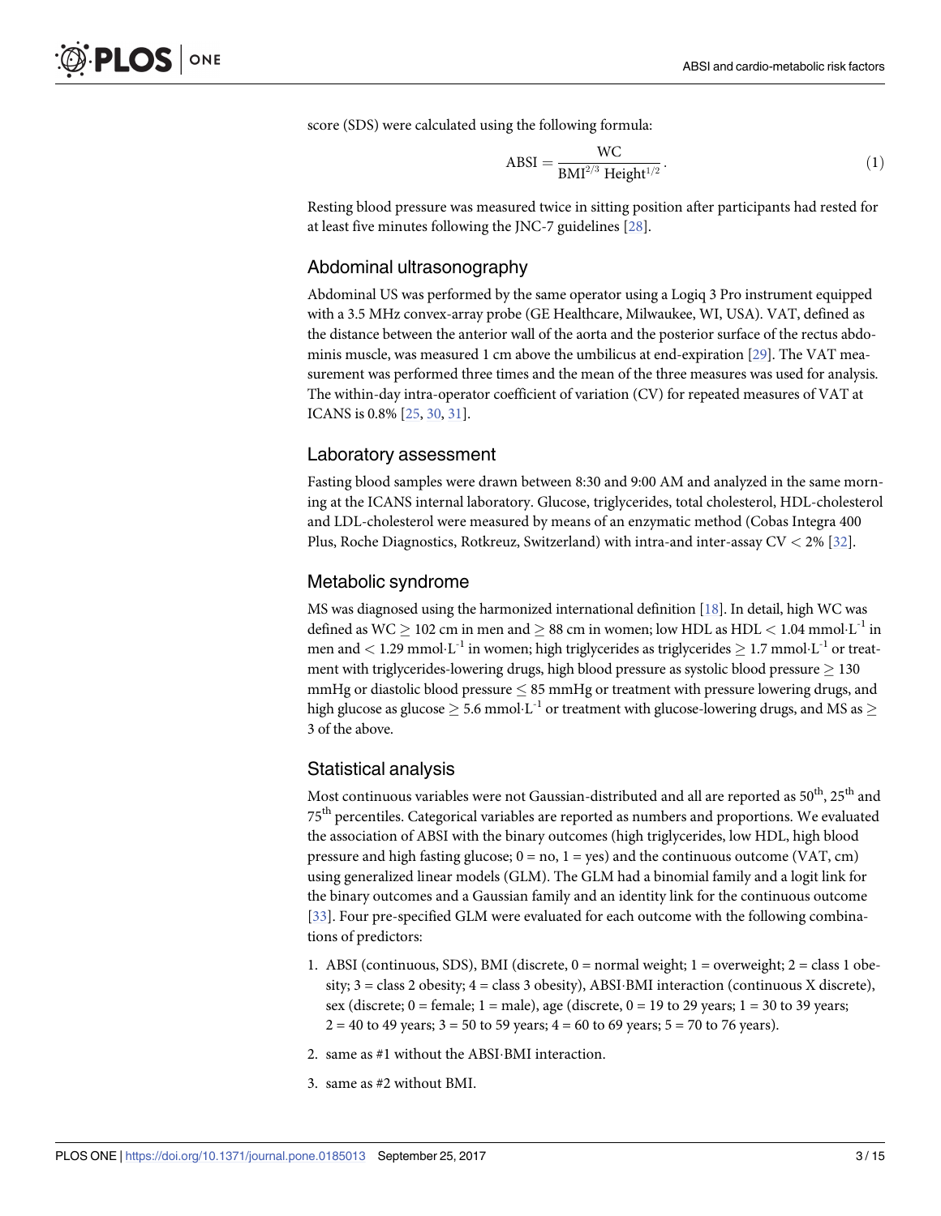score (SDS) were calculated using the following formula:

$$\text{ABSI} = \frac{\text{WC}}{\text{BMI}^{2/3}\ \text{Height}^{1/2}}. \tag{1}$$

Resting blood pressure was measured twice in sitting position after participants had rested for at least five minutes following the JNC-7 guidelines [28].

## Abdominal ultrasonography

Abdominal US was performed by the same operator using a Logiq 3 Pro instrument equipped with a 3.5 MHz convex-array probe (GE Healthcare, Milwaukee, WI, USA). VAT, defined as the distance between the anterior wall of the aorta and the posterior surface of the rectus abdominis muscle, was measured 1 cm above the umbilicus at end-expiration [29]. The VAT measurement was performed three times and the mean of the three measures was used for analysis. The within-day intra-operator coefficient of variation (CV) for repeated measures of VAT at ICANS is 0.8% [25, 30, 31].

## Laboratory assessment

Fasting blood samples were drawn between 8:30 and 9:00 AM and analyzed in the same morning at the ICANS internal laboratory. Glucose, triglycerides, total cholesterol, HDL-cholesterol and LDL-cholesterol were measured by means of an enzymatic method (Cobas Integra 400 Plus, Roche Diagnostics, Rotkreuz, Switzerland) with intra-and inter-assay CV $< 2\%$ [32].

## Metabolic syndrome

MS was diagnosed using the harmonized international definition [18]. In detail, high WC was defined as WC $\geq$ 102 cm in men and $\geq$ 88 cm in women; low HDL as HDL $<$ 1.04 mmol·L$^{-1}$ in men and $<$ 1.29 mmol·L$^{-1}$ in women; high triglycerides as triglycerides $\geq$ 1.7 mmol·L$^{-1}$ or treatment with triglycerides-lowering drugs, high blood pressure as systolic blood pressure $\geq$ 130 mmHg or diastolic blood pressure $\leq$ 85 mmHg or treatment with pressure lowering drugs, and high glucose as glucose $\geq$ 5.6 mmol·L$^{-1}$ or treatment with glucose-lowering drugs, and MS as $\geq$ 3 of the above.

## Statistical analysis

Most continuous variables were not Gaussian-distributed and all are reported as 50$^{\text{th}}$, 25$^{\text{th}}$ and 75$^{\text{th}}$ percentiles. Categorical variables are reported as numbers and proportions. We evaluated the association of ABSI with the binary outcomes (high triglycerides, low HDL, high blood pressure and high fasting glucose; 0 = no, 1 = yes) and the continuous outcome (VAT, cm) using generalized linear models (GLM). The GLM had a binomial family and a logit link for the binary outcomes and a Gaussian family and an identity link for the continuous outcome [33]. Four pre-specified GLM were evaluated for each outcome with the following combinations of predictors:

1. ABSI (continuous, SDS), BMI (discrete, 0 = normal weight; 1 = overweight; 2 = class 1 obesity; 3 = class 2 obesity; 4 = class 3 obesity), ABSI·BMI interaction (continuous X discrete), sex (discrete; 0 = female; 1 = male), age (discrete, 0 = 19 to 29 years; 1 = 30 to 39 years; 2 = 40 to 49 years; 3 = 50 to 59 years; 4 = 60 to 69 years; 5 = 70 to 76 years).
2. same as #1 without the ABSI·BMI interaction.
3. same as #2 without BMI.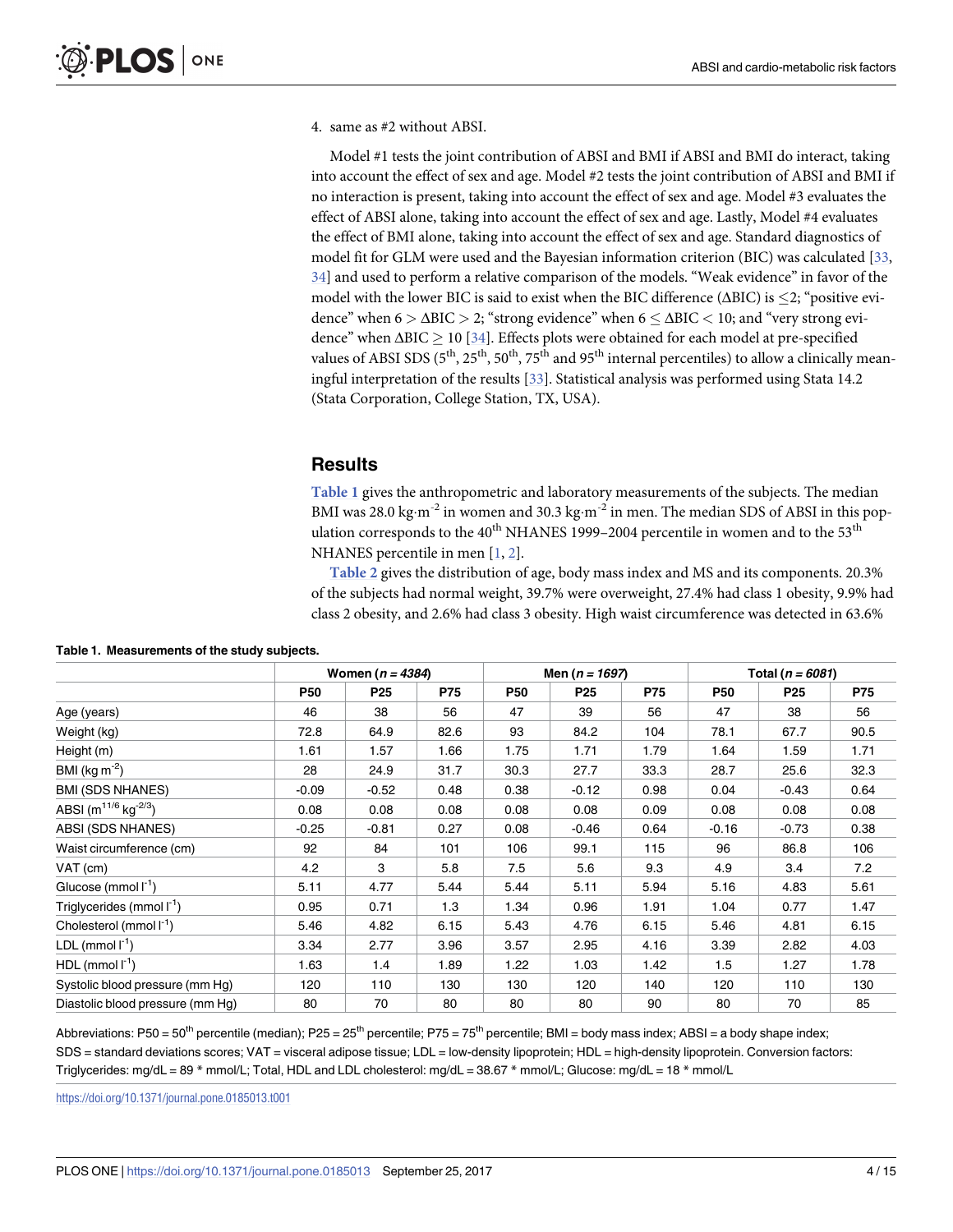4. same as #2 without ABSI.

Model #1 tests the joint contribution of ABSI and BMI if ABSI and BMI do interact, taking into account the effect of sex and age. Model #2 tests the joint contribution of ABSI and BMI if no interaction is present, taking into account the effect of sex and age. Model #3 evaluates the effect of ABSI alone, taking into account the effect of sex and age. Lastly, Model #4 evaluates the effect of BMI alone, taking into account the effect of sex and age. Standard diagnostics of model fit for GLM were used and the Bayesian information criterion (BIC) was calculated [33, 34] and used to perform a relative comparison of the models. "Weak evidence" in favor of the model with the lower BIC is said to exist when the BIC difference (ΔBIC) is $\leq$2; "positive evidence" when $6 > \Delta BIC > 2$; "strong evidence" when $6 \leq \Delta BIC < 10$; and "very strong evidence" when $\Delta BIC \geq 10$ [34]. Effects plots were obtained for each model at pre-specified values of ABSI SDS (5$^{th}$, 25$^{th}$, 50$^{th}$, 75$^{th}$ and 95$^{th}$ internal percentiles) to allow a clinically meaningful interpretation of the results [33]. Statistical analysis was performed using Stata 14.2 (Stata Corporation, College Station, TX, USA).

## Results

Table 1 gives the anthropometric and laboratory measurements of the subjects. The median BMI was 28.0 kg·m$^{-2}$ in women and 30.3 kg·m$^{-2}$ in men. The median SDS of ABSI in this population corresponds to the 40$^{th}$ NHANES 1999–2004 percentile in women and to the 53$^{th}$ NHANES percentile in men [1, 2].

Table 2 gives the distribution of age, body mass index and MS and its components. 20.3% of the subjects had normal weight, 39.7% were overweight, 27.4% had class 1 obesity, 9.9% had class 2 obesity, and 2.6% had class 3 obesity. High waist circumference was detected in 63.6%

**Table 1. Measurements of the study subjects.**

| | Women (*n = 4384*) | | | Men (*n = 1697*) | | | Total (*n = 6081*) | | |
|---|---|---|---|---|---|---|---|---|---|
| | P50 | P25 | P75 | P50 | P25 | P75 | P50 | P25 | P75 |
| Age (years) | 46 | 38 | 56 | 47 | 39 | 56 | 47 | 38 | 56 |
| Weight (kg) | 72.8 | 64.9 | 82.6 | 93 | 84.2 | 104 | 78.1 | 67.7 | 90.5 |
| Height (m) | 1.61 | 1.57 | 1.66 | 1.75 | 1.71 | 1.79 | 1.64 | 1.59 | 1.71 |
| BMI (kg m$^{-2}$) | 28 | 24.9 | 31.7 | 30.3 | 27.7 | 33.3 | 28.7 | 25.6 | 32.3 |
| BMI (SDS NHANES) | -0.09 | -0.52 | 0.48 | 0.38 | -0.12 | 0.98 | 0.04 | -0.43 | 0.64 |
| ABSI (m$^{11/6}$ kg$^{-2/3}$) | 0.08 | 0.08 | 0.08 | 0.08 | 0.08 | 0.09 | 0.08 | 0.08 | 0.08 |
| ABSI (SDS NHANES) | -0.25 | -0.81 | 0.27 | 0.08 | -0.46 | 0.64 | -0.16 | -0.73 | 0.38 |
| Waist circumference (cm) | 92 | 84 | 101 | 106 | 99.1 | 115 | 96 | 86.8 | 106 |
| VAT (cm) | 4.2 | 3 | 5.8 | 7.5 | 5.6 | 9.3 | 4.9 | 3.4 | 7.2 |
| Glucose (mmol l$^{-1}$) | 5.11 | 4.77 | 5.44 | 5.44 | 5.11 | 5.94 | 5.16 | 4.83 | 5.61 |
| Triglycerides (mmol l$^{-1}$) | 0.95 | 0.71 | 1.3 | 1.34 | 0.96 | 1.91 | 1.04 | 0.77 | 1.47 |
| Cholesterol (mmol l$^{-1}$) | 5.46 | 4.82 | 6.15 | 5.43 | 4.76 | 6.15 | 5.46 | 4.81 | 6.15 |
| LDL (mmol l$^{-1}$) | 3.34 | 2.77 | 3.96 | 3.57 | 2.95 | 4.16 | 3.39 | 2.82 | 4.03 |
| HDL (mmol l$^{-1}$) | 1.63 | 1.4 | 1.89 | 1.22 | 1.03 | 1.42 | 1.5 | 1.27 | 1.78 |
| Systolic blood pressure (mm Hg) | 120 | 110 | 130 | 130 | 120 | 140 | 120 | 110 | 130 |
| Diastolic blood pressure (mm Hg) | 80 | 70 | 80 | 80 | 80 | 90 | 80 | 70 | 85 |

Abbreviations: P50 = 50$^{th}$ percentile (median); P25 = 25$^{th}$ percentile; P75 = 75$^{th}$ percentile; BMI = body mass index; ABSI = a body shape index; SDS = standard deviations scores; VAT = visceral adipose tissue; LDL = low-density lipoprotein; HDL = high-density lipoprotein. Conversion factors: Triglycerides: mg/dL = 89 * mmol/L; Total, HDL and LDL cholesterol: mg/dL = 38.67 * mmol/L; Glucose: mg/dL = 18 * mmol/L

https://doi.org/10.1371/journal.pone.0185013.t001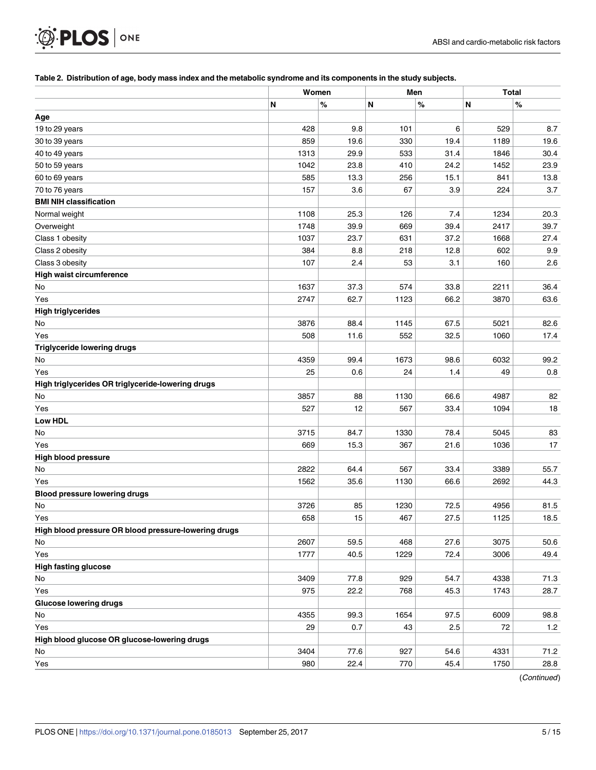**Table 2. Distribution of age, body mass index and the metabolic syndrome and its components in the study subjects.**

| | Women | | Men | | Total | |
|---|---|---|---|---|---|---|
| | N | % | N | % | N | % |
| **Age** | | | | | | |
| 19 to 29 years | 428 | 9.8 | 101 | 6 | 529 | 8.7 |
| 30 to 39 years | 859 | 19.6 | 330 | 19.4 | 1189 | 19.6 |
| 40 to 49 years | 1313 | 29.9 | 533 | 31.4 | 1846 | 30.4 |
| 50 to 59 years | 1042 | 23.8 | 410 | 24.2 | 1452 | 23.9 |
| 60 to 69 years | 585 | 13.3 | 256 | 15.1 | 841 | 13.8 |
| 70 to 76 years | 157 | 3.6 | 67 | 3.9 | 224 | 3.7 |
| **BMI NIH classification** | | | | | | |
| Normal weight | 1108 | 25.3 | 126 | 7.4 | 1234 | 20.3 |
| Overweight | 1748 | 39.9 | 669 | 39.4 | 2417 | 39.7 |
| Class 1 obesity | 1037 | 23.7 | 631 | 37.2 | 1668 | 27.4 |
| Class 2 obesity | 384 | 8.8 | 218 | 12.8 | 602 | 9.9 |
| Class 3 obesity | 107 | 2.4 | 53 | 3.1 | 160 | 2.6 |
| **High waist circumference** | | | | | | |
| No | 1637 | 37.3 | 574 | 33.8 | 2211 | 36.4 |
| Yes | 2747 | 62.7 | 1123 | 66.2 | 3870 | 63.6 |
| **High triglycerides** | | | | | | |
| No | 3876 | 88.4 | 1145 | 67.5 | 5021 | 82.6 |
| Yes | 508 | 11.6 | 552 | 32.5 | 1060 | 17.4 |
| **Triglyceride lowering drugs** | | | | | | |
| No | 4359 | 99.4 | 1673 | 98.6 | 6032 | 99.2 |
| Yes | 25 | 0.6 | 24 | 1.4 | 49 | 0.8 |
| **High triglycerides OR triglyceride-lowering drugs** | | | | | | |
| No | 3857 | 88 | 1130 | 66.6 | 4987 | 82 |
| Yes | 527 | 12 | 567 | 33.4 | 1094 | 18 |
| **Low HDL** | | | | | | |
| No | 3715 | 84.7 | 1330 | 78.4 | 5045 | 83 |
| Yes | 669 | 15.3 | 367 | 21.6 | 1036 | 17 |
| **High blood pressure** | | | | | | |
| No | 2822 | 64.4 | 567 | 33.4 | 3389 | 55.7 |
| Yes | 1562 | 35.6 | 1130 | 66.6 | 2692 | 44.3 |
| **Blood pressure lowering drugs** | | | | | | |
| No | 3726 | 85 | 1230 | 72.5 | 4956 | 81.5 |
| Yes | 658 | 15 | 467 | 27.5 | 1125 | 18.5 |
| **High blood pressure OR blood pressure-lowering drugs** | | | | | | |
| No | 2607 | 59.5 | 468 | 27.6 | 3075 | 50.6 |
| Yes | 1777 | 40.5 | 1229 | 72.4 | 3006 | 49.4 |
| **High fasting glucose** | | | | | | |
| No | 3409 | 77.8 | 929 | 54.7 | 4338 | 71.3 |
| Yes | 975 | 22.2 | 768 | 45.3 | 1743 | 28.7 |
| **Glucose lowering drugs** | | | | | | |
| No | 4355 | 99.3 | 1654 | 97.5 | 6009 | 98.8 |
| Yes | 29 | 0.7 | 43 | 2.5 | 72 | 1.2 |
| **High blood glucose OR glucose-lowering drugs** | | | | | | |
| No | 3404 | 77.6 | 927 | 54.6 | 4331 | 71.2 |
| Yes | 980 | 22.4 | 770 | 45.4 | 1750 | 28.8 |

(*Continued*)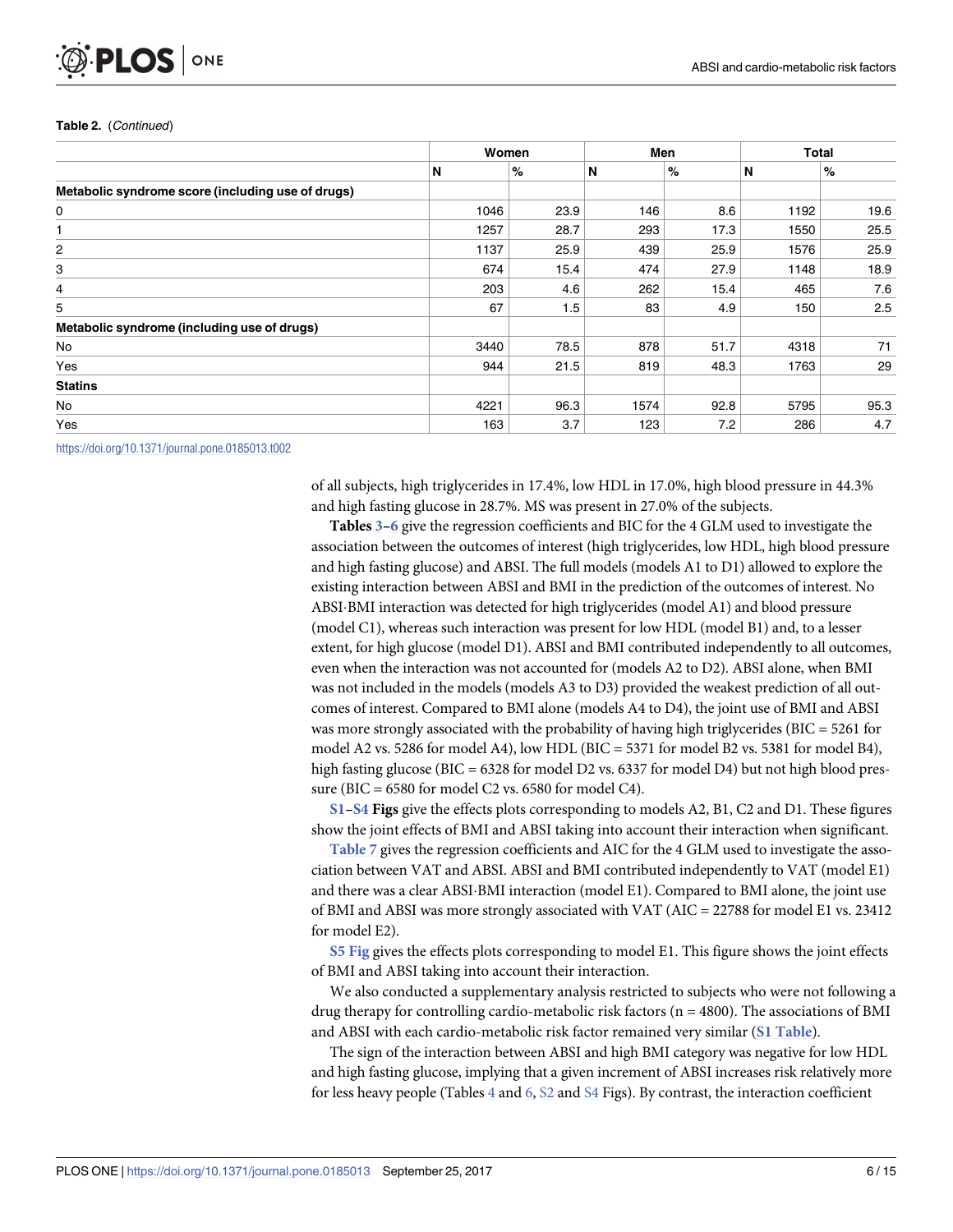**Table 2.** (*Continued*)

| | Women | | Men | | Total | |
|---|---|---|---|---|---|---|
| | N | % | N | % | N | % |
| **Metabolic syndrome score (including use of drugs)** | | | | | | |
| 0 | 1046 | 23.9 | 146 | 8.6 | 1192 | 19.6 |
| 1 | 1257 | 28.7 | 293 | 17.3 | 1550 | 25.5 |
| 2 | 1137 | 25.9 | 439 | 25.9 | 1576 | 25.9 |
| 3 | 674 | 15.4 | 474 | 27.9 | 1148 | 18.9 |
| 4 | 203 | 4.6 | 262 | 15.4 | 465 | 7.6 |
| 5 | 67 | 1.5 | 83 | 4.9 | 150 | 2.5 |
| **Metabolic syndrome (including use of drugs)** | | | | | | |
| No | 3440 | 78.5 | 878 | 51.7 | 4318 | 71 |
| Yes | 944 | 21.5 | 819 | 48.3 | 1763 | 29 |
| **Statins** | | | | | | |
| No | 4221 | 96.3 | 1574 | 92.8 | 5795 | 95.3 |
| Yes | 163 | 3.7 | 123 | 7.2 | 286 | 4.7 |

https://doi.org/10.1371/journal.pone.0185013.t002

of all subjects, high triglycerides in 17.4%, low HDL in 17.0%, high blood pressure in 44.3% and high fasting glucose in 28.7%. MS was present in 27.0% of the subjects.

**Tables 3–6** give the regression coefficients and BIC for the 4 GLM used to investigate the association between the outcomes of interest (high triglycerides, low HDL, high blood pressure and high fasting glucose) and ABSI. The full models (models A1 to D1) allowed to explore the existing interaction between ABSI and BMI in the prediction of the outcomes of interest. No ABSI·BMI interaction was detected for high triglycerides (model A1) and blood pressure (model C1), whereas such interaction was present for low HDL (model B1) and, to a lesser extent, for high glucose (model D1). ABSI and BMI contributed independently to all outcomes, even when the interaction was not accounted for (models A2 to D2). ABSI alone, when BMI was not included in the models (models A3 to D3) provided the weakest prediction of all outcomes of interest. Compared to BMI alone (models A4 to D4), the joint use of BMI and ABSI was more strongly associated with the probability of having high triglycerides (BIC = 5261 for model A2 vs. 5286 for model A4), low HDL (BIC = 5371 for model B2 vs. 5381 for model B4), high fasting glucose (BIC = 6328 for model D2 vs. 6337 for model D4) but not high blood pressure (BIC = 6580 for model C2 vs. 6580 for model C4).

**S1–S4 Figs** give the effects plots corresponding to models A2, B1, C2 and D1. These figures show the joint effects of BMI and ABSI taking into account their interaction when significant.

Table 7 gives the regression coefficients and AIC for the 4 GLM used to investigate the association between VAT and ABSI. ABSI and BMI contributed independently to VAT (model E1) and there was a clear ABSI·BMI interaction (model E1). Compared to BMI alone, the joint use of BMI and ABSI was more strongly associated with VAT (AIC = 22788 for model E1 vs. 23412 for model E2).

S5 Fig gives the effects plots corresponding to model E1. This figure shows the joint effects of BMI and ABSI taking into account their interaction.

We also conducted a supplementary analysis restricted to subjects who were not following a drug therapy for controlling cardio-metabolic risk factors (n = 4800). The associations of BMI and ABSI with each cardio-metabolic risk factor remained very similar (S1 Table).

The sign of the interaction between ABSI and high BMI category was negative for low HDL and high fasting glucose, implying that a given increment of ABSI increases risk relatively more for less heavy people (Tables 4 and 6, S2 and S4 Figs). By contrast, the interaction coefficient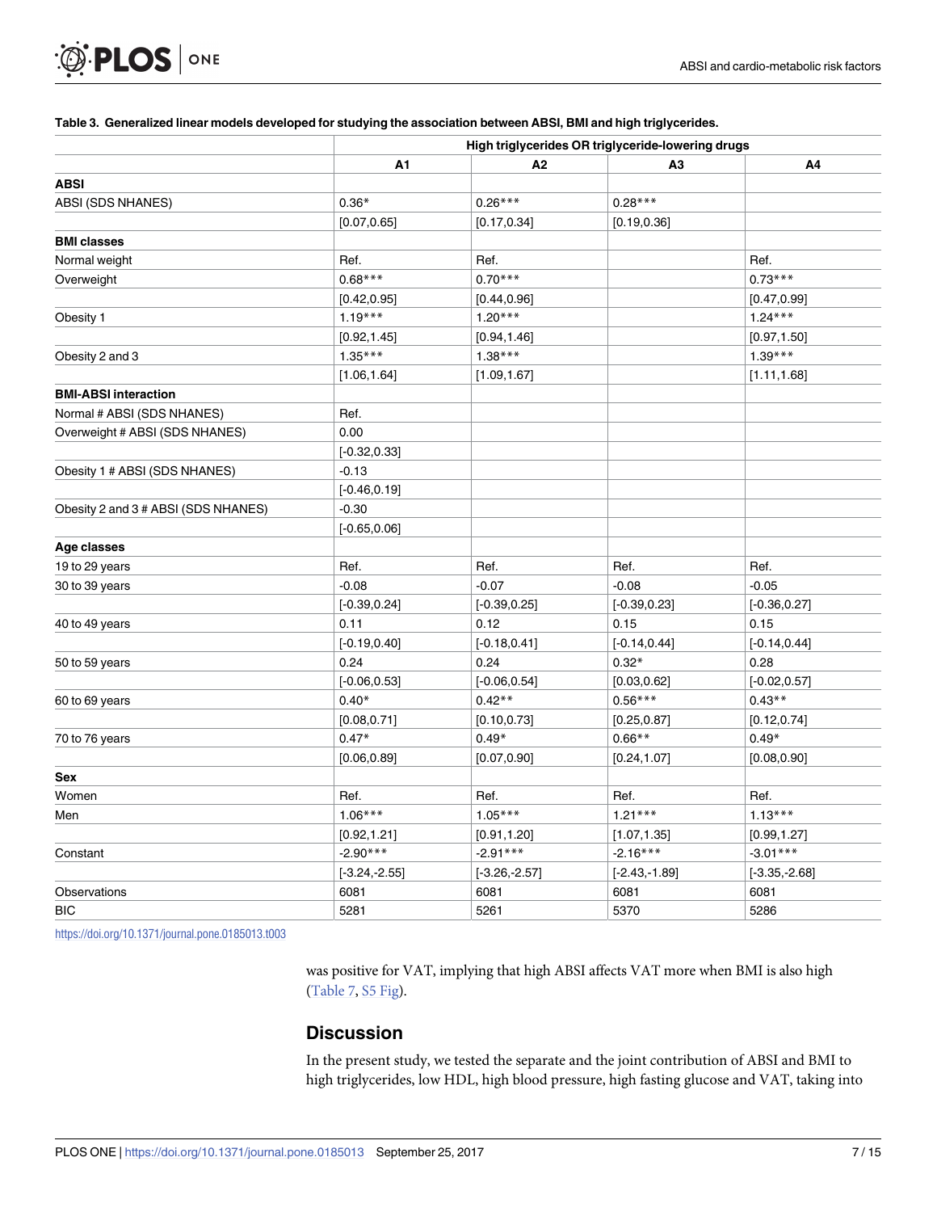**Table 3. Generalized linear models developed for studying the association between ABSI, BMI and high triglycerides.**

| | High triglycerides OR triglyceride-lowering drugs | | | |
|---|---|---|---|---|
| | A1 | A2 | A3 | A4 |
| **ABSI** | | | | |
| ABSI (SDS NHANES) | 0.36* | 0.26*** | 0.28*** | |
| | [0.07,0.65] | [0.17,0.34] | [0.19,0.36] | |
| **BMI classes** | | | | |
| Normal weight | Ref. | Ref. | | Ref. |
| Overweight | 0.68*** | 0.70*** | | 0.73*** |
| | [0.42,0.95] | [0.44,0.96] | | [0.47,0.99] |
| Obesity 1 | 1.19*** | 1.20*** | | 1.24*** |
| | [0.92,1.45] | [0.94,1.46] | | [0.97,1.50] |
| Obesity 2 and 3 | 1.35*** | 1.38*** | | 1.39*** |
| | [1.06,1.64] | [1.09,1.67] | | [1.11,1.68] |
| **BMI-ABSI interaction** | | | | |
| Normal # ABSI (SDS NHANES) | Ref. | | | |
| Overweight # ABSI (SDS NHANES) | 0.00 | | | |
| | [-0.32,0.33] | | | |
| Obesity 1 # ABSI (SDS NHANES) | -0.13 | | | |
| | [-0.46,0.19] | | | |
| Obesity 2 and 3 # ABSI (SDS NHANES) | -0.30 | | | |
| | [-0.65,0.06] | | | |
| **Age classes** | | | | |
| 19 to 29 years | Ref. | Ref. | Ref. | Ref. |
| 30 to 39 years | -0.08 | -0.07 | -0.08 | -0.05 |
| | [-0.39,0.24] | [-0.39,0.25] | [-0.39,0.23] | [-0.36,0.27] |
| 40 to 49 years | 0.11 | 0.12 | 0.15 | 0.15 |
| | [-0.19,0.40] | [-0.18,0.41] | [-0.14,0.44] | [-0.14,0.44] |
| 50 to 59 years | 0.24 | 0.24 | 0.32* | 0.28 |
| | [-0.06,0.53] | [-0.06,0.54] | [0.03,0.62] | [-0.02,0.57] |
| 60 to 69 years | 0.40* | 0.42** | 0.56*** | 0.43** |
| | [0.08,0.71] | [0.10,0.73] | [0.25,0.87] | [0.12,0.74] |
| 70 to 76 years | 0.47* | 0.49* | 0.66** | 0.49* |
| | [0.06,0.89] | [0.07,0.90] | [0.24,1.07] | [0.08,0.90] |
| **Sex** | | | | |
| Women | Ref. | Ref. | Ref. | Ref. |
| Men | 1.06*** | 1.05*** | 1.21*** | 1.13*** |
| | [0.92,1.21] | [0.91,1.20] | [1.07,1.35] | [0.99,1.27] |
| Constant | -2.90*** | -2.91*** | -2.16*** | -3.01*** |
| | [-3.24,-2.55] | [-3.26,-2.57] | [-2.43,-1.89] | [-3.35,-2.68] |
| Observations | 6081 | 6081 | 6081 | 6081 |
| BIC | 5281 | 5261 | 5370 | 5286 |

https://doi.org/10.1371/journal.pone.0185013.t003

was positive for VAT, implying that high ABSI affects VAT more when BMI is also high (Table 7, S5 Fig).

## Discussion

In the present study, we tested the separate and the joint contribution of ABSI and BMI to high triglycerides, low HDL, high blood pressure, high fasting glucose and VAT, taking into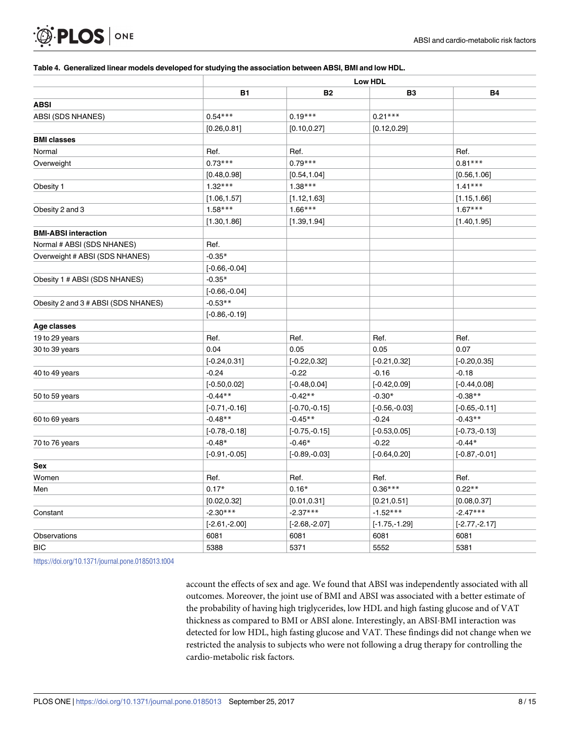**Table 4. Generalized linear models developed for studying the association between ABSI, BMI and low HDL.**

| | Low HDL | | | |
|---|---|---|---|---|
| | B1 | B2 | B3 | B4 |
| **ABSI** | | | | |
| ABSI (SDS NHANES) | 0.54*** | 0.19*** | 0.21*** | |
| | [0.26,0.81] | [0.10,0.27] | [0.12,0.29] | |
| **BMI classes** | | | | |
| Normal | Ref. | Ref. | | Ref. |
| Overweight | 0.73*** | 0.79*** | | 0.81*** |
| | [0.48,0.98] | [0.54,1.04] | | [0.56,1.06] |
| Obesity 1 | 1.32*** | 1.38*** | | 1.41*** |
| | [1.06,1.57] | [1.12,1.63] | | [1.15,1.66] |
| Obesity 2 and 3 | 1.58*** | 1.66*** | | 1.67*** |
| | [1.30,1.86] | [1.39,1.94] | | [1.40,1.95] |
| **BMI-ABSI interaction** | | | | |
| Normal # ABSI (SDS NHANES) | Ref. | | | |
| Overweight # ABSI (SDS NHANES) | -0.35* | | | |
| | [-0.66,-0.04] | | | |
| Obesity 1 # ABSI (SDS NHANES) | -0.35* | | | |
| | [-0.66,-0.04] | | | |
| Obesity 2 and 3 # ABSI (SDS NHANES) | -0.53** | | | |
| | [-0.86,-0.19] | | | |
| **Age classes** | | | | |
| 19 to 29 years | Ref. | Ref. | Ref. | Ref. |
| 30 to 39 years | 0.04 | 0.05 | 0.05 | 0.07 |
| | [-0.24,0.31] | [-0.22,0.32] | [-0.21,0.32] | [-0.20,0.35] |
| 40 to 49 years | -0.24 | -0.22 | -0.16 | -0.18 |
| | [-0.50,0.02] | [-0.48,0.04] | [-0.42,0.09] | [-0.44,0.08] |
| 50 to 59 years | -0.44** | -0.42** | -0.30* | -0.38** |
| | [-0.71,-0.16] | [-0.70,-0.15] | [-0.56,-0.03] | [-0.65,-0.11] |
| 60 to 69 years | -0.48** | -0.45** | -0.24 | -0.43** |
| | [-0.78,-0.18] | [-0.75,-0.15] | [-0.53,0.05] | [-0.73,-0.13] |
| 70 to 76 years | -0.48* | -0.46* | -0.22 | -0.44* |
| | [-0.91,-0.05] | [-0.89,-0.03] | [-0.64,0.20] | [-0.87,-0.01] |
| **Sex** | | | | |
| Women | Ref. | Ref. | Ref. | Ref. |
| Men | 0.17* | 0.16* | 0.36*** | 0.22** |
| | [0.02,0.32] | [0.01,0.31] | [0.21,0.51] | [0.08,0.37] |
| Constant | -2.30*** | -2.37*** | -1.52*** | -2.47*** |
| | [-2.61,-2.00] | [-2.68,-2.07] | [-1.75,-1.29] | [-2.77,-2.17] |
| Observations | 6081 | 6081 | 6081 | 6081 |
| BIC | 5388 | 5371 | 5552 | 5381 |

https://doi.org/10.1371/journal.pone.0185013.t004

account the effects of sex and age. We found that ABSI was independently associated with all outcomes. Moreover, the joint use of BMI and ABSI was associated with a better estimate of the probability of having high triglycerides, low HDL and high fasting glucose and of VAT thickness as compared to BMI or ABSI alone. Interestingly, an ABSI·BMI interaction was detected for low HDL, high fasting glucose and VAT. These findings did not change when we restricted the analysis to subjects who were not following a drug therapy for controlling the cardio-metabolic risk factors.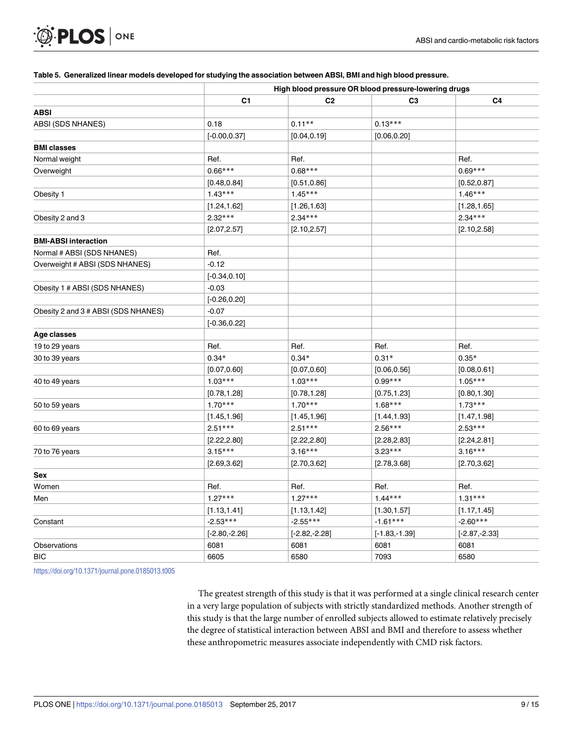**Table 5. Generalized linear models developed for studying the association between ABSI, BMI and high blood pressure.**

| | High blood pressure OR blood pressure-lowering drugs | | | |
|---|---|---|---|---|
| | C1 | C2 | C3 | C4 |
| **ABSI** | | | | |
| ABSI (SDS NHANES) | 0.18 | 0.11** | 0.13*** | |
| | [-0.00,0.37] | [0.04,0.19] | [0.06,0.20] | |
| **BMI classes** | | | | |
| Normal weight | Ref. | Ref. | | Ref. |
| Overweight | 0.66*** | 0.68*** | | 0.69*** |
| | [0.48,0.84] | [0.51,0.86] | | [0.52,0.87] |
| Obesity 1 | 1.43*** | 1.45*** | | 1.46*** |
| | [1.24,1.62] | [1.26,1.63] | | [1.28,1.65] |
| Obesity 2 and 3 | 2.32*** | 2.34*** | | 2.34*** |
| | [2.07,2.57] | [2.10,2.57] | | [2.10,2.58] |
| **BMI-ABSI interaction** | | | | |
| Normal # ABSI (SDS NHANES) | Ref. | | | |
| Overweight # ABSI (SDS NHANES) | -0.12 | | | |
| | [-0.34,0.10] | | | |
| Obesity 1 # ABSI (SDS NHANES) | -0.03 | | | |
| | [-0.26,0.20] | | | |
| Obesity 2 and 3 # ABSI (SDS NHANES) | -0.07 | | | |
| | [-0.36,0.22] | | | |
| **Age classes** | | | | |
| 19 to 29 years | Ref. | Ref. | Ref. | Ref. |
| 30 to 39 years | 0.34* | 0.34* | 0.31* | 0.35* |
| | [0.07,0.60] | [0.07,0.60] | [0.06,0.56] | [0.08,0.61] |
| 40 to 49 years | 1.03*** | 1.03*** | 0.99*** | 1.05*** |
| | [0.78,1.28] | [0.78,1.28] | [0.75,1.23] | [0.80,1.30] |
| 50 to 59 years | 1.70*** | 1.70*** | 1.68*** | 1.73*** |
| | [1.45,1.96] | [1.45,1.96] | [1.44,1.93] | [1.47,1.98] |
| 60 to 69 years | 2.51*** | 2.51*** | 2.56*** | 2.53*** |
| | [2.22,2.80] | [2.22,2.80] | [2.28,2.83] | [2.24,2.81] |
| 70 to 76 years | 3.15*** | 3.16*** | 3.23*** | 3.16*** |
| | [2.69,3.62] | [2.70,3.62] | [2.78,3.68] | [2.70,3.62] |
| **Sex** | | | | |
| Women | Ref. | Ref. | Ref. | Ref. |
| Men | 1.27*** | 1.27*** | 1.44*** | 1.31*** |
| | [1.13,1.41] | [1.13,1.42] | [1.30,1.57] | [1.17,1.45] |
| Constant | -2.53*** | -2.55*** | -1.61*** | -2.60*** |
| | [-2.80,-2.26] | [-2.82,-2.28] | [-1.83,-1.39] | [-2.87,-2.33] |
| Observations | 6081 | 6081 | 6081 | 6081 |
| BIC | 6605 | 6580 | 7093 | 6580 |

https://doi.org/10.1371/journal.pone.0185013.t005

The greatest strength of this study is that it was performed at a single clinical research center in a very large population of subjects with strictly standardized methods. Another strength of this study is that the large number of enrolled subjects allowed to estimate relatively precisely the degree of statistical interaction between ABSI and BMI and therefore to assess whether these anthropometric measures associate independently with CMD risk factors.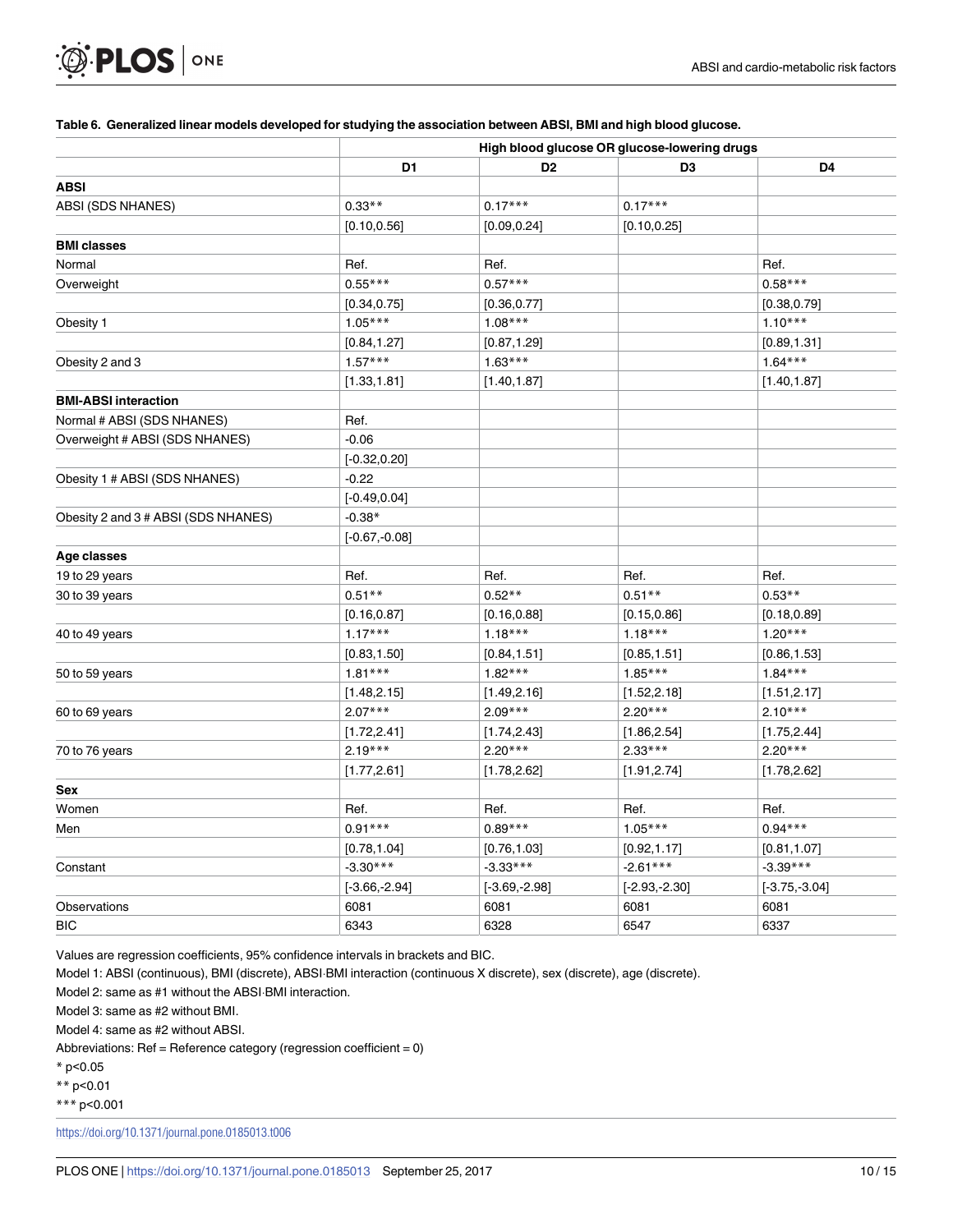**Table 6. Generalized linear models developed for studying the association between ABSI, BMI and high blood glucose.**

| | High blood glucose OR glucose-lowering drugs | | | |
|---|---|---|---|---|
| | D1 | D2 | D3 | D4 |
| **ABSI** | | | | |
| ABSI (SDS NHANES) | 0.33** | 0.17*** | 0.17*** | |
| | [0.10,0.56] | [0.09,0.24] | [0.10,0.25] | |
| **BMI classes** | | | | |
| Normal | Ref. | Ref. | | Ref. |
| Overweight | 0.55*** | 0.57*** | | 0.58*** |
| | [0.34,0.75] | [0.36,0.77] | | [0.38,0.79] |
| Obesity 1 | 1.05*** | 1.08*** | | 1.10*** |
| | [0.84,1.27] | [0.87,1.29] | | [0.89,1.31] |
| Obesity 2 and 3 | 1.57*** | 1.63*** | | 1.64*** |
| | [1.33,1.81] | [1.40,1.87] | | [1.40,1.87] |
| **BMI-ABSI interaction** | | | | |
| Normal # ABSI (SDS NHANES) | Ref. | | | |
| Overweight # ABSI (SDS NHANES) | -0.06 | | | |
| | [-0.32,0.20] | | | |
| Obesity 1 # ABSI (SDS NHANES) | -0.22 | | | |
| | [-0.49,0.04] | | | |
| Obesity 2 and 3 # ABSI (SDS NHANES) | -0.38* | | | |
| | [-0.67,-0.08] | | | |
| **Age classes** | | | | |
| 19 to 29 years | Ref. | Ref. | Ref. | Ref. |
| 30 to 39 years | 0.51** | 0.52** | 0.51** | 0.53** |
| | [0.16,0.87] | [0.16,0.88] | [0.15,0.86] | [0.18,0.89] |
| 40 to 49 years | 1.17*** | 1.18*** | 1.18*** | 1.20*** |
| | [0.83,1.50] | [0.84,1.51] | [0.85,1.51] | [0.86,1.53] |
| 50 to 59 years | 1.81*** | 1.82*** | 1.85*** | 1.84*** |
| | [1.48,2.15] | [1.49,2.16] | [1.52,2.18] | [1.51,2.17] |
| 60 to 69 years | 2.07*** | 2.09*** | 2.20*** | 2.10*** |
| | [1.72,2.41] | [1.74,2.43] | [1.86,2.54] | [1.75,2.44] |
| 70 to 76 years | 2.19*** | 2.20*** | 2.33*** | 2.20*** |
| | [1.77,2.61] | [1.78,2.62] | [1.91,2.74] | [1.78,2.62] |
| **Sex** | | | | |
| Women | Ref. | Ref. | Ref. | Ref. |
| Men | 0.91*** | 0.89*** | 1.05*** | 0.94*** |
| | [0.78,1.04] | [0.76,1.03] | [0.92,1.17] | [0.81,1.07] |
| Constant | -3.30*** | -3.33*** | -2.61*** | -3.39*** |
| | [-3.66,-2.94] | [-3.69,-2.98] | [-2.93,-2.30] | [-3.75,-3.04] |
| Observations | 6081 | 6081 | 6081 | 6081 |
| BIC | 6343 | 6328 | 6547 | 6337 |

Values are regression coefficients, 95% confidence intervals in brackets and BIC.

Model 1: ABSI (continuous), BMI (discrete), ABSI·BMI interaction (continuous X discrete), sex (discrete), age (discrete).

Model 2: same as #1 without the ABSI·BMI interaction.

Model 3: same as #2 without BMI.

Model 4: same as #2 without ABSI.

Abbreviations: Ref = Reference category (regression coefficient = 0)

* $p<0.05$

** $p<0.01$

*** $p<0.001$

https://doi.org/10.1371/journal.pone.0185013.t006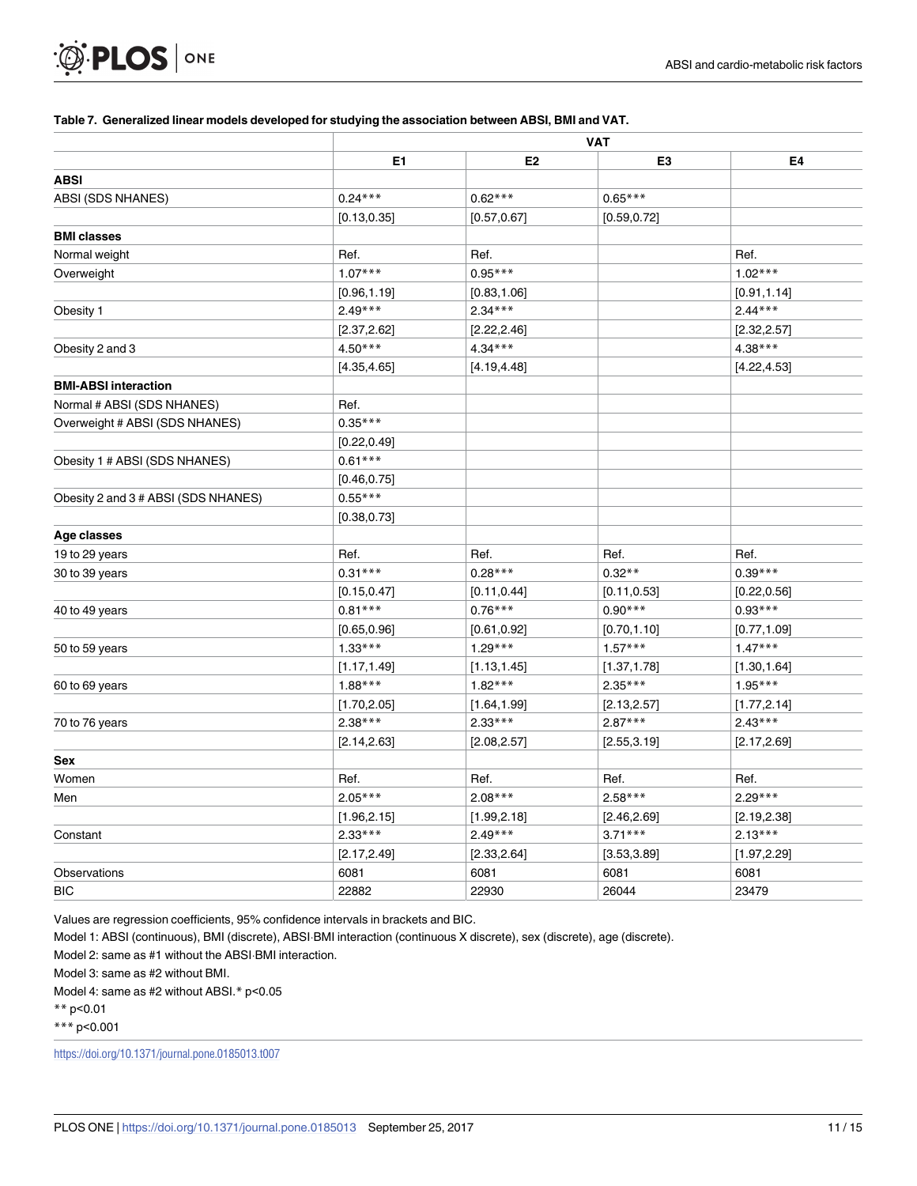**Table 7. Generalized linear models developed for studying the association between ABSI, BMI and VAT.**

| | VAT | | | |
|---|---|---|---|---|
| | E1 | E2 | E3 | E4 |
| **ABSI** | | | | |
| ABSI (SDS NHANES) | 0.24*** | 0.62*** | 0.65*** | |
| | [0.13,0.35] | [0.57,0.67] | [0.59,0.72] | |
| **BMI classes** | | | | |
| Normal weight | Ref. | Ref. | | Ref. |
| Overweight | 1.07*** | 0.95*** | | 1.02*** |
| | [0.96,1.19] | [0.83,1.06] | | [0.91,1.14] |
| Obesity 1 | 2.49*** | 2.34*** | | 2.44*** |
| | [2.37,2.62] | [2.22,2.46] | | [2.32,2.57] |
| Obesity 2 and 3 | 4.50*** | 4.34*** | | 4.38*** |
| | [4.35,4.65] | [4.19,4.48] | | [4.22,4.53] |
| **BMI-ABSI interaction** | | | | |
| Normal # ABSI (SDS NHANES) | Ref. | | | |
| Overweight # ABSI (SDS NHANES) | 0.35*** | | | |
| | [0.22,0.49] | | | |
| Obesity 1 # ABSI (SDS NHANES) | 0.61*** | | | |
| | [0.46,0.75] | | | |
| Obesity 2 and 3 # ABSI (SDS NHANES) | 0.55*** | | | |
| | [0.38,0.73] | | | |
| **Age classes** | | | | |
| 19 to 29 years | Ref. | Ref. | Ref. | Ref. |
| 30 to 39 years | 0.31*** | 0.28*** | 0.32** | 0.39*** |
| | [0.15,0.47] | [0.11,0.44] | [0.11,0.53] | [0.22,0.56] |
| 40 to 49 years | 0.81*** | 0.76*** | 0.90*** | 0.93*** |
| | [0.65,0.96] | [0.61,0.92] | [0.70,1.10] | [0.77,1.09] |
| 50 to 59 years | 1.33*** | 1.29*** | 1.57*** | 1.47*** |
| | [1.17,1.49] | [1.13,1.45] | [1.37,1.78] | [1.30,1.64] |
| 60 to 69 years | 1.88*** | 1.82*** | 2.35*** | 1.95*** |
| | [1.70,2.05] | [1.64,1.99] | [2.13,2.57] | [1.77,2.14] |
| 70 to 76 years | 2.38*** | 2.33*** | 2.87*** | 2.43*** |
| | [2.14,2.63] | [2.08,2.57] | [2.55,3.19] | [2.17,2.69] |
| **Sex** | | | | |
| Women | Ref. | Ref. | Ref. | Ref. |
| Men | 2.05*** | 2.08*** | 2.58*** | 2.29*** |
| | [1.96,2.15] | [1.99,2.18] | [2.46,2.69] | [2.19,2.38] |
| Constant | 2.33*** | 2.49*** | 3.71*** | 2.13*** |
| | [2.17,2.49] | [2.33,2.64] | [3.53,3.89] | [1.97,2.29] |
| Observations | 6081 | 6081 | 6081 | 6081 |
| BIC | 22882 | 22930 | 26044 | 23479 |

Values are regression coefficients, 95% confidence intervals in brackets and BIC.

Model 1: ABSI (continuous), BMI (discrete), ABSI·BMI interaction (continuous X discrete), sex (discrete), age (discrete).

Model 2: same as #1 without the ABSI·BMI interaction.

Model 3: same as #2 without BMI.

Model 4: same as #2 without ABSI.* p<0.05

** p<0.01

*** p<0.001

https://doi.org/10.1371/journal.pone.0185013.t007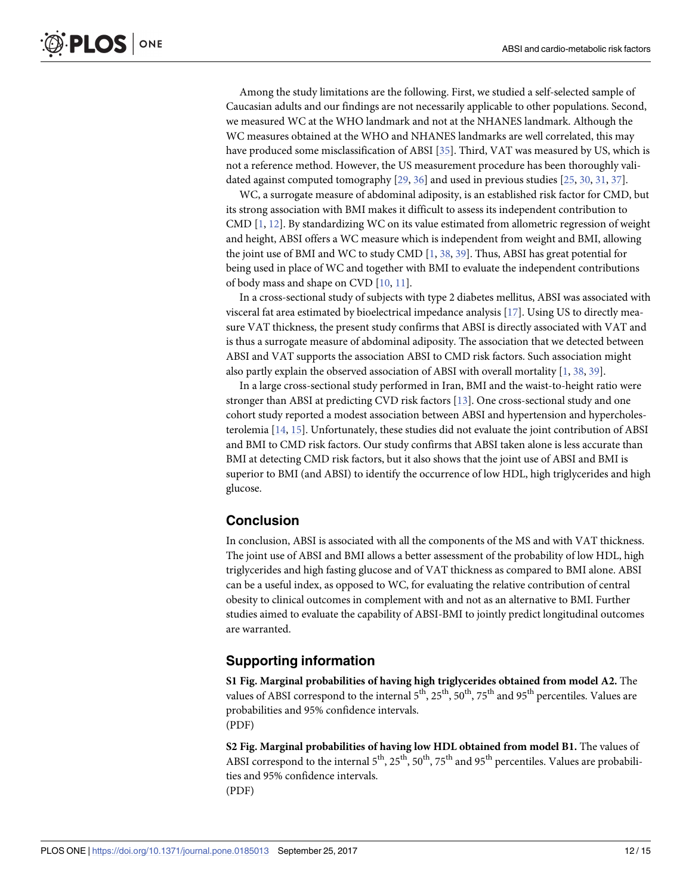Among the study limitations are the following. First, we studied a self-selected sample of Caucasian adults and our findings are not necessarily applicable to other populations. Second, we measured WC at the WHO landmark and not at the NHANES landmark. Although the WC measures obtained at the WHO and NHANES landmarks are well correlated, this may have produced some misclassification of ABSI [35]. Third, VAT was measured by US, which is not a reference method. However, the US measurement procedure has been thoroughly validated against computed tomography [29, 36] and used in previous studies [25, 30, 31, 37].

WC, a surrogate measure of abdominal adiposity, is an established risk factor for CMD, but its strong association with BMI makes it difficult to assess its independent contribution to CMD [1, 12]. By standardizing WC on its value estimated from allometric regression of weight and height, ABSI offers a WC measure which is independent from weight and BMI, allowing the joint use of BMI and WC to study CMD [1, 38, 39]. Thus, ABSI has great potential for being used in place of WC and together with BMI to evaluate the independent contributions of body mass and shape on CVD [10, 11].

In a cross-sectional study of subjects with type 2 diabetes mellitus, ABSI was associated with visceral fat area estimated by bioelectrical impedance analysis [17]. Using US to directly measure VAT thickness, the present study confirms that ABSI is directly associated with VAT and is thus a surrogate measure of abdominal adiposity. The association that we detected between ABSI and VAT supports the association ABSI to CMD risk factors. Such association might also partly explain the observed association of ABSI with overall mortality [1, 38, 39].

In a large cross-sectional study performed in Iran, BMI and the waist-to-height ratio were stronger than ABSI at predicting CVD risk factors [13]. One cross-sectional study and one cohort study reported a modest association between ABSI and hypertension and hypercholesterolemia [14, 15]. Unfortunately, these studies did not evaluate the joint contribution of ABSI and BMI to CMD risk factors. Our study confirms that ABSI taken alone is less accurate than BMI at detecting CMD risk factors, but it also shows that the joint use of ABSI and BMI is superior to BMI (and ABSI) to identify the occurrence of low HDL, high triglycerides and high glucose.

## Conclusion

In conclusion, ABSI is associated with all the components of the MS and with VAT thickness. The joint use of ABSI and BMI allows a better assessment of the probability of low HDL, high triglycerides and high fasting glucose and of VAT thickness as compared to BMI alone. ABSI can be a useful index, as opposed to WC, for evaluating the relative contribution of central obesity to clinical outcomes in complement with and not as an alternative to BMI. Further studies aimed to evaluate the capability of ABSI-BMI to jointly predict longitudinal outcomes are warranted.

## Supporting information

**S1 Fig. Marginal probabilities of having high triglycerides obtained from model A2.** The values of ABSI correspond to the internal $5^{th}$, $25^{th}$, $50^{th}$, $75^{th}$ and $95^{th}$ percentiles. Values are probabilities and 95% confidence intervals.
(PDF)

**S2 Fig. Marginal probabilities of having low HDL obtained from model B1.** The values of ABSI correspond to the internal $5^{th}$, $25^{th}$, $50^{th}$, $75^{th}$ and $95^{th}$ percentiles. Values are probabilities and 95% confidence intervals.
(PDF)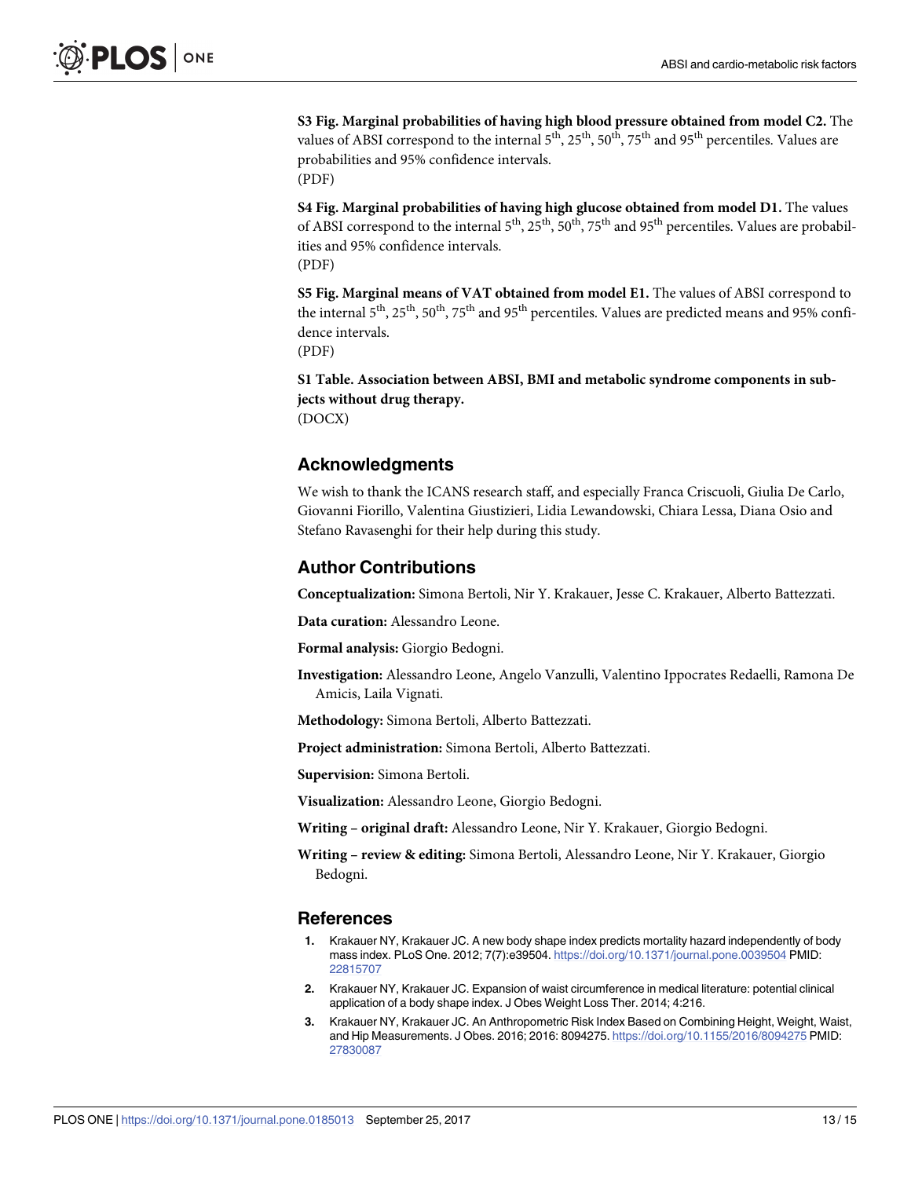**S3 Fig. Marginal probabilities of having high blood pressure obtained from model C2.** The values of ABSI correspond to the internal 5$^{th}$, 25$^{th}$, 50$^{th}$, 75$^{th}$ and 95$^{th}$ percentiles. Values are probabilities and 95% confidence intervals.
(PDF)

**S4 Fig. Marginal probabilities of having high glucose obtained from model D1.** The values of ABSI correspond to the internal 5$^{th}$, 25$^{th}$, 50$^{th}$, 75$^{th}$ and 95$^{th}$ percentiles. Values are probabilities and 95% confidence intervals.
(PDF)

**S5 Fig. Marginal means of VAT obtained from model E1.** The values of ABSI correspond to the internal 5$^{th}$, 25$^{th}$, 50$^{th}$, 75$^{th}$ and 95$^{th}$ percentiles. Values are predicted means and 95% confidence intervals.
(PDF)

**S1 Table. Association between ABSI, BMI and metabolic syndrome components in subjects without drug therapy.**
(DOCX)

## Acknowledgments

We wish to thank the ICANS research staff, and especially Franca Criscuoli, Giulia De Carlo, Giovanni Fiorillo, Valentina Giustizieri, Lidia Lewandowski, Chiara Lessa, Diana Osio and Stefano Ravasenghi for their help during this study.

## Author Contributions

**Conceptualization:** Simona Bertoli, Nir Y. Krakauer, Jesse C. Krakauer, Alberto Battezzati.

**Data curation:** Alessandro Leone.

**Formal analysis:** Giorgio Bedogni.

**Investigation:** Alessandro Leone, Angelo Vanzulli, Valentino Ippocrates Redaelli, Ramona De Amicis, Laila Vignati.

**Methodology:** Simona Bertoli, Alberto Battezzati.

**Project administration:** Simona Bertoli, Alberto Battezzati.

**Supervision:** Simona Bertoli.

**Visualization:** Alessandro Leone, Giorgio Bedogni.

**Writing – original draft:** Alessandro Leone, Nir Y. Krakauer, Giorgio Bedogni.

**Writing – review & editing:** Simona Bertoli, Alessandro Leone, Nir Y. Krakauer, Giorgio Bedogni.

## References

1. Krakauer NY, Krakauer JC. A new body shape index predicts mortality hazard independently of body mass index. PLoS One. 2012; 7(7):e39504. https://doi.org/10.1371/journal.pone.0039504 PMID: 22815707
2. Krakauer NY, Krakauer JC. Expansion of waist circumference in medical literature: potential clinical application of a body shape index. J Obes Weight Loss Ther. 2014; 4:216.
3. Krakauer NY, Krakauer JC. An Anthropometric Risk Index Based on Combining Height, Weight, Waist, and Hip Measurements. J Obes. 2016; 2016: 8094275. https://doi.org/10.1155/2016/8094275 PMID: 27830087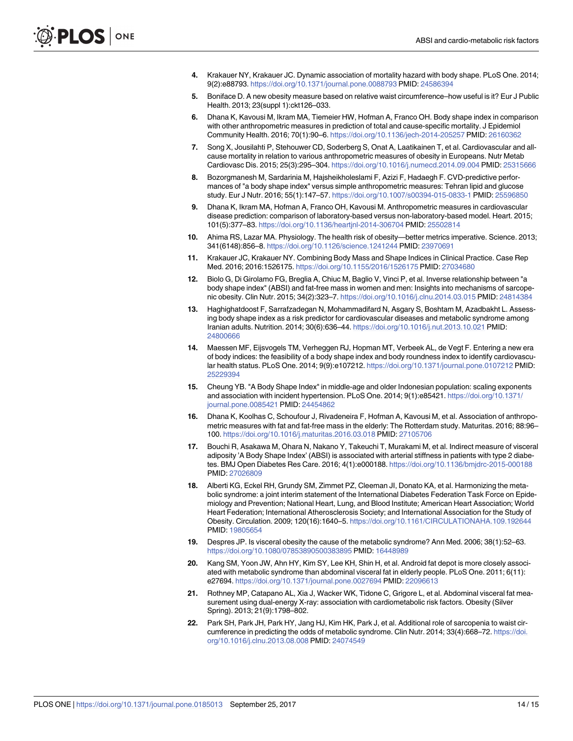4. Krakauer NY, Krakauer JC. Dynamic association of mortality hazard with body shape. PLoS One. 2014; 9(2):e88793. https://doi.org/10.1371/journal.pone.0088793 PMID: 24586394
5. Boniface D. A new obesity measure based on relative waist circumference–how useful is it? Eur J Public Health. 2013; 23(suppl 1):ckt126–033.
6. Dhana K, Kavousi M, Ikram MA, Tiemeier HW, Hofman A, Franco OH. Body shape index in comparison with other anthropometric measures in prediction of total and cause-specific mortality. J Epidemiol Community Health. 2016; 70(1):90–6. https://doi.org/10.1136/jech-2014-205257 PMID: 26160362
7. Song X, Jousilahti P, Stehouwer CD, Soderberg S, Onat A, Laatikainen T, et al. Cardiovascular and all-cause mortality in relation to various anthropometric measures of obesity in Europeans. Nutr Metab Cardiovasc Dis. 2015; 25(3):295–304. https://doi.org/10.1016/j.numecd.2014.09.004 PMID: 25315666
8. Bozorgmanesh M, Sardarinia M, Hajsheikholeslami F, Azizi F, Hadaegh F. CVD-predictive performances of "a body shape index" versus simple anthropometric measures: Tehran lipid and glucose study. Eur J Nutr. 2016; 55(1):147–57. https://doi.org/10.1007/s00394-015-0833-1 PMID: 25596850
9. Dhana K, Ikram MA, Hofman A, Franco OH, Kavousi M. Anthropometric measures in cardiovascular disease prediction: comparison of laboratory-based versus non-laboratory-based model. Heart. 2015; 101(5):377–83. https://doi.org/10.1136/heartjnl-2014-306704 PMID: 25502814
10. Ahima RS, Lazar MA. Physiology. The health risk of obesity—better metrics imperative. Science. 2013; 341(6148):856–8. https://doi.org/10.1126/science.1241244 PMID: 23970691
11. Krakauer JC, Krakauer NY. Combining Body Mass and Shape Indices in Clinical Practice. Case Rep Med. 2016; 2016:1526175. https://doi.org/10.1155/2016/1526175 PMID: 27034680
12. Biolo G, Di Girolamo FG, Breglia A, Chiuc M, Baglio V, Vinci P, et al. Inverse relationship between "a body shape index" (ABSI) and fat-free mass in women and men: Insights into mechanisms of sarcopenic obesity. Clin Nutr. 2015; 34(2):323–7. https://doi.org/10.1016/j.clnu.2014.03.015 PMID: 24814384
13. Haghighatdoost F, Sarrafzadegan N, Mohammadifard N, Asgary S, Boshtam M, Azadbakht L. Assessing body shape index as a risk predictor for cardiovascular diseases and metabolic syndrome among Iranian adults. Nutrition. 2014; 30(6):636–44. https://doi.org/10.1016/j.nut.2013.10.021 PMID: 24800666
14. Maessen MF, Eijsvogels TM, Verheggen RJ, Hopman MT, Verbeek AL, de Vegt F. Entering a new era of body indices: the feasibility of a body shape index and body roundness index to identify cardiovascular health status. PLoS One. 2014; 9(9):e107212. https://doi.org/10.1371/journal.pone.0107212 PMID: 25229394
15. Cheung YB. "A Body Shape Index" in middle-age and older Indonesian population: scaling exponents and association with incident hypertension. PLoS One. 2014; 9(1):e85421. https://doi.org/10.1371/journal.pone.0085421 PMID: 24454862
16. Dhana K, Koolhas C, Schoufour J, Rivadeneira F, Hofman A, Kavousi M, et al. Association of anthropometric measures with fat and fat-free mass in the elderly: The Rotterdam study. Maturitas. 2016; 88:96–100. https://doi.org/10.1016/j.maturitas.2016.03.018 PMID: 27105706
17. Bouchi R, Asakawa M, Ohara N, Nakano Y, Takeuchi T, Murakami M, et al. Indirect measure of visceral adiposity 'A Body Shape Index' (ABSI) is associated with arterial stiffness in patients with type 2 diabetes. BMJ Open Diabetes Res Care. 2016; 4(1):e000188. https://doi.org/10.1136/bmjdrc-2015-000188 PMID: 27026809
18. Alberti KG, Eckel RH, Grundy SM, Zimmet PZ, Cleeman JI, Donato KA, et al. Harmonizing the metabolic syndrome: a joint interim statement of the International Diabetes Federation Task Force on Epidemiology and Prevention; National Heart, Lung, and Blood Institute; American Heart Association; World Heart Federation; International Atherosclerosis Society; and International Association for the Study of Obesity. Circulation. 2009; 120(16):1640–5. https://doi.org/10.1161/CIRCULATIONAHA.109.192644 PMID: 19805654
19. Despres JP. Is visceral obesity the cause of the metabolic syndrome? Ann Med. 2006; 38(1):52–63. https://doi.org/10.1080/07853890500383895 PMID: 16448989
20. Kang SM, Yoon JW, Ahn HY, Kim SY, Lee KH, Shin H, et al. Android fat depot is more closely associated with metabolic syndrome than abdominal visceral fat in elderly people. PLoS One. 2011; 6(11): e27694. https://doi.org/10.1371/journal.pone.0027694 PMID: 22096613
21. Rothney MP, Catapano AL, Xia J, Wacker WK, Tidone C, Grigore L, et al. Abdominal visceral fat measurement using dual-energy X-ray: association with cardiometabolic risk factors. Obesity (Silver Spring). 2013; 21(9):1798–802.
22. Park SH, Park JH, Park HY, Jang HJ, Kim HK, Park J, et al. Additional role of sarcopenia to waist circumference in predicting the odds of metabolic syndrome. Clin Nutr. 2014; 33(4):668–72. https://doi.org/10.1016/j.clnu.2013.08.008 PMID: 24074549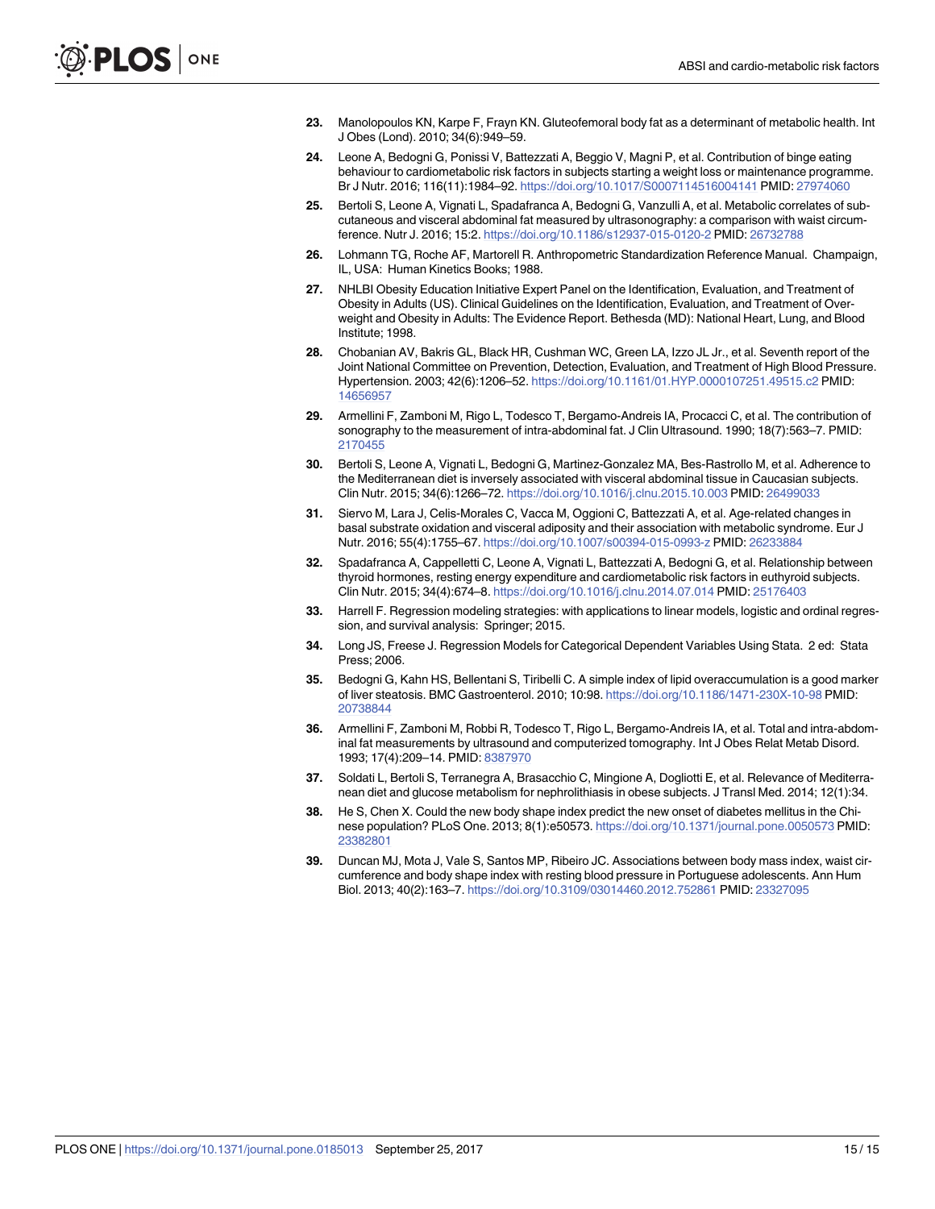23. Manolopoulos KN, Karpe F, Frayn KN. Gluteofemoral body fat as a determinant of metabolic health. Int J Obes (Lond). 2010; 34(6):949–59.
24. Leone A, Bedogni G, Ponissi V, Battezzati A, Beggio V, Magni P, et al. Contribution of binge eating behaviour to cardiometabolic risk factors in subjects starting a weight loss or maintenance programme. Br J Nutr. 2016; 116(11):1984–92. https://doi.org/10.1017/S0007114516004141 PMID: 27974060
25. Bertoli S, Leone A, Vignati L, Spadafranca A, Bedogni G, Vanzulli A, et al. Metabolic correlates of subcutaneous and visceral abdominal fat measured by ultrasonography: a comparison with waist circumference. Nutr J. 2016; 15:2. https://doi.org/10.1186/s12937-015-0120-2 PMID: 26732788
26. Lohmann TG, Roche AF, Martorell R. Anthropometric Standardization Reference Manual. Champaign, IL, USA: Human Kinetics Books; 1988.
27. NHLBI Obesity Education Initiative Expert Panel on the Identification, Evaluation, and Treatment of Obesity in Adults (US). Clinical Guidelines on the Identification, Evaluation, and Treatment of Overweight and Obesity in Adults: The Evidence Report. Bethesda (MD): National Heart, Lung, and Blood Institute; 1998.
28. Chobanian AV, Bakris GL, Black HR, Cushman WC, Green LA, Izzo JL Jr., et al. Seventh report of the Joint National Committee on Prevention, Detection, Evaluation, and Treatment of High Blood Pressure. Hypertension. 2003; 42(6):1206–52. https://doi.org/10.1161/01.HYP.0000107251.49515.c2 PMID: 14656957
29. Armellini F, Zamboni M, Rigo L, Todesco T, Bergamo-Andreis IA, Procacci C, et al. The contribution of sonography to the measurement of intra-abdominal fat. J Clin Ultrasound. 1990; 18(7):563–7. PMID: 2170455
30. Bertoli S, Leone A, Vignati L, Bedogni G, Martinez-Gonzalez MA, Bes-Rastrollo M, et al. Adherence to the Mediterranean diet is inversely associated with visceral abdominal tissue in Caucasian subjects. Clin Nutr. 2015; 34(6):1266–72. https://doi.org/10.1016/j.clnu.2015.10.003 PMID: 26499033
31. Siervo M, Lara J, Celis-Morales C, Vacca M, Oggioni C, Battezzati A, et al. Age-related changes in basal substrate oxidation and visceral adiposity and their association with metabolic syndrome. Eur J Nutr. 2016; 55(4):1755–67. https://doi.org/10.1007/s00394-015-0993-z PMID: 26233884
32. Spadafranca A, Cappelletti C, Leone A, Vignati L, Battezzati A, Bedogni G, et al. Relationship between thyroid hormones, resting energy expenditure and cardiometabolic risk factors in euthyroid subjects. Clin Nutr. 2015; 34(4):674–8. https://doi.org/10.1016/j.clnu.2014.07.014 PMID: 25176403
33. Harrell F. Regression modeling strategies: with applications to linear models, logistic and ordinal regression, and survival analysis: Springer; 2015.
34. Long JS, Freese J. Regression Models for Categorical Dependent Variables Using Stata. 2 ed: Stata Press; 2006.
35. Bedogni G, Kahn HS, Bellentani S, Tiribelli C. A simple index of lipid overaccumulation is a good marker of liver steatosis. BMC Gastroenterol. 2010; 10:98. https://doi.org/10.1186/1471-230X-10-98 PMID: 20738844
36. Armellini F, Zamboni M, Robbi R, Todesco T, Rigo L, Bergamo-Andreis IA, et al. Total and intra-abdominal fat measurements by ultrasound and computerized tomography. Int J Obes Relat Metab Disord. 1993; 17(4):209–14. PMID: 8387970
37. Soldati L, Bertoli S, Terranegra A, Brasacchio C, Mingione A, Dogliotti E, et al. Relevance of Mediterranean diet and glucose metabolism for nephrolithiasis in obese subjects. J Transl Med. 2014; 12(1):34.
38. He S, Chen X. Could the new body shape index predict the new onset of diabetes mellitus in the Chinese population? PLoS One. 2013; 8(1):e50573. https://doi.org/10.1371/journal.pone.0050573 PMID: 23382801
39. Duncan MJ, Mota J, Vale S, Santos MP, Ribeiro JC. Associations between body mass index, waist circumference and body shape index with resting blood pressure in Portuguese adolescents. Ann Hum Biol. 2013; 40(2):163–7. https://doi.org/10.3109/03014460.2012.752861 PMID: 23327095